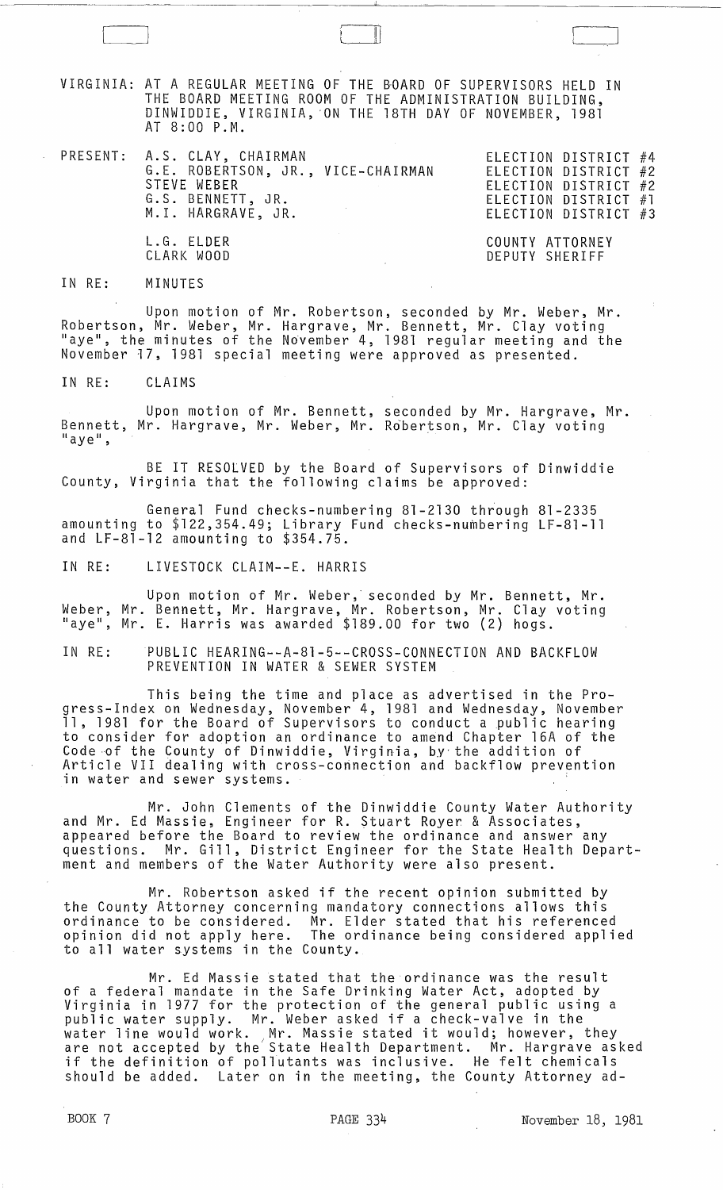VIRGINIA: AT A REGULAR MEETING OF THE BOARD OF SUPERVISORS HELD IN THE BOARD MEETING ROOM OF THE ADMINISTRATION BUILDING, DINWIDDIE, VIRGINIA, ON THE 18TH DAY OF NOVEMBER, 1981 AT 8:00 P.M.

| PRESENT: | | |
|---|---|---|
| | A.S. CLAY, CHAIRMAN | ELECTION DISTRICT #4 |
| | G.E. ROBERTSON, JR., VICE-CHAIRMAN | ELECTION DISTRICT #2 |
| | STEVE WEBER | ELECTION DISTRICT #2 |
| | G.S. BENNETT, JR. | ELECTION DISTRICT #1 |
| | M.I. HARGRAVE, JR. | ELECTION DISTRICT #3 |
| | L.G. ELDER | COUNTY ATTORNEY |
| | CLARK WOOD | DEPUTY SHERIFF |

IN RE: MINUTES

Upon motion of Mr. Robertson, seconded by Mr. Weber, Mr. Robertson, Mr. Weber, Mr. Hargrave, Mr. Bennett, Mr. Clay voting "aye", the minutes of the November 4, 1981 regular meeting and the November 17, 1981 special meeting were approved as presented.

IN RE: CLAIMS

Upon motion of Mr. Bennett, seconded by Mr. Hargrave, Mr. Bennett, Mr. Hargrave, Mr. Weber, Mr. Robertson, Mr. Clay voting "aye",

BE IT RESOLVED by the Board of Supervisors of Dinwiddie County, Virginia that the following claims be approved:

General Fund checks-numbering 81-2130 through 81-2335 amounting to $122,354.49; Library Fund checks-numbering LF-81-11 and LF-81-12 amounting to $354.75.

IN RE: LIVESTOCK CLAIM--E. HARRIS

Upon motion of Mr. Weber, seconded by Mr. Bennett, Mr. Weber, Mr. Bennett, Mr. Hargrave, Mr. Robertson, Mr. Clay voting "aye", Mr. E. Harris was awarded $189.00 for two (2) hogs.

IN RE: PUBLIC HEARING--A-81-5--CROSS-CONNECTION AND BACKFLOW PREVENTION IN WATER & SEWER SYSTEM

This being the time and place as advertised in the Progress-Index on Wednesday, November 4, 1981 and Wednesday, November 11, 1981 for the Board of Supervisors to conduct a public hearing to consider for adoption an ordinance to amend Chapter 16A of the Code of the County of Dinwiddie, Virginia, by the addition of Article VII dealing with cross-connection and backflow prevention in water and sewer systems.

Mr. John Clements of the Dinwiddie County Water Authority and Mr. Ed Massie, Engineer for R. Stuart Royer & Associates, appeared before the Board to review the ordinance and answer any questions. Mr. Gill, District Engineer for the State Health Department and members of the Water Authority were also present.

Mr. Robertson asked if the recent opinion submitted by the County Attorney concerning mandatory connections allows this ordinance to be considered. Mr. Elder stated that his referenced opinion did not apply here. The ordinance being considered applied to all water systems in the County.

Mr. Ed Massie stated that the ordinance was the result of a federal mandate in the Safe Drinking Water Act, adopted by Virginia in 1977 for the protection of the general public using a public water supply. Mr. Weber asked if a check-valve in the water line would work. Mr. Massie stated it would; however, they are not accepted by the State Health Department. Mr. Hargrave asked if the definition of pollutants was inclusive. He felt chemicals should be added. Later on in the meeting, the County Attorney ad-

BOOK 7 PAGE 334 November 18, 1981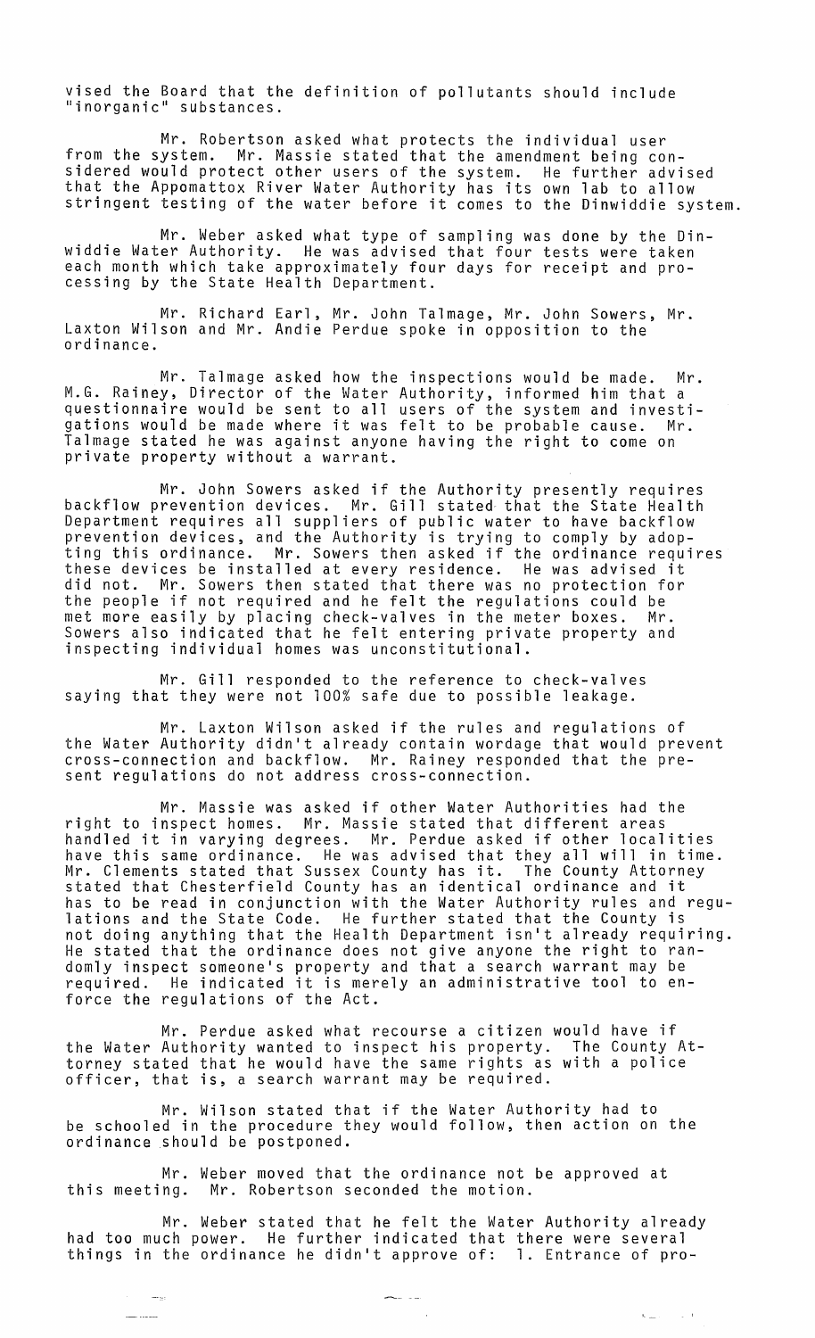vised the Board that the definition of pollutants should include "inorganic" substances.

Mr. Robertson asked what protects the individual user from the system. Mr. Massie stated that the amendment being considered would protect other users of the system. He further advised that the Appomattox River Water Authority has its own lab to allow stringent testing of the water before it comes to the Dinwiddie system.

Mr. Weber asked what type of sampling was done by the Dinwiddie Water Authority. He was advised that four tests were taken each month which take approximately four days for receipt and processing by the State Health Department.

Mr. Richard Earl, Mr. John Talmage, Mr. John Sowers, Mr. Laxton Wilson and Mr. Andie Perdue spoke in opposition to the ordinance.

Mr. Talmage asked how the inspections would be made. Mr. M.G. Rainey, Director of the Water Authority, informed him that a questionnaire would be sent to all users of the system and investigations would be made where it was felt to be probable cause. Mr. Talmage stated he was against anyone having the right to come on private property without a warrant.

Mr. John Sowers asked if the Authority presently requires backflow prevention devices. Mr. Gill stated that the State Health Department requires all suppliers of public water to have backflow prevention devices, and the Authority is trying to comply by adopting this ordinance. Mr. Sowers then asked if the ordinance requires these devices be installed at every residence. He was advised it did not. Mr. Sowers then stated that there was no protection for the people if not required and he felt the regulations could be met more easily by placing check-valves in the meter boxes. Mr. Sowers also indicated that he felt entering private property and inspecting individual homes was unconstitutional.

Mr. Gill responded to the reference to check-valves saying that they were not 100% safe due to possible leakage.

Mr. Laxton Wilson asked if the rules and regulations of the Water Authority didn't already contain wordage that would prevent cross-connection and backflow. Mr. Rainey responded that the present regulations do not address cross-connection.

Mr. Massie was asked if other Water Authorities had the right to inspect homes. Mr. Massie stated that different areas handled it in varying degrees. Mr. Perdue asked if other localities have this same ordinance. He was advised that they all will in time. Mr. Clements stated that Sussex County has it. The County Attorney stated that Chesterfield County has an identical ordinance and it has to be read in conjunction with the Water Authority rules and regulations and the State Code. He further stated that the County is not doing anything that the Health Department isn't already requiring. He stated that the ordinance does not give anyone the right to randomly inspect someone's property and that a search warrant may be required. He indicated it is merely an administrative tool to enforce the regulations of the Act.

Mr. Perdue asked what recourse a citizen would have if the Water Authority wanted to inspect his property. The County Attorney stated that he would have the same rights as with a police officer, that is, a search warrant may be required.

Mr. Wilson stated that if the Water Authority had to be schooled in the procedure they would follow, then action on the ordinance should be postponed.

Mr. Weber moved that the ordinance not be approved at this meeting. Mr. Robertson seconded the motion.

Mr. Weber stated that he felt the Water Authority already had too much power. He further indicated that there were several things in the ordinance he didn't approve of: 1. Entrance of pro-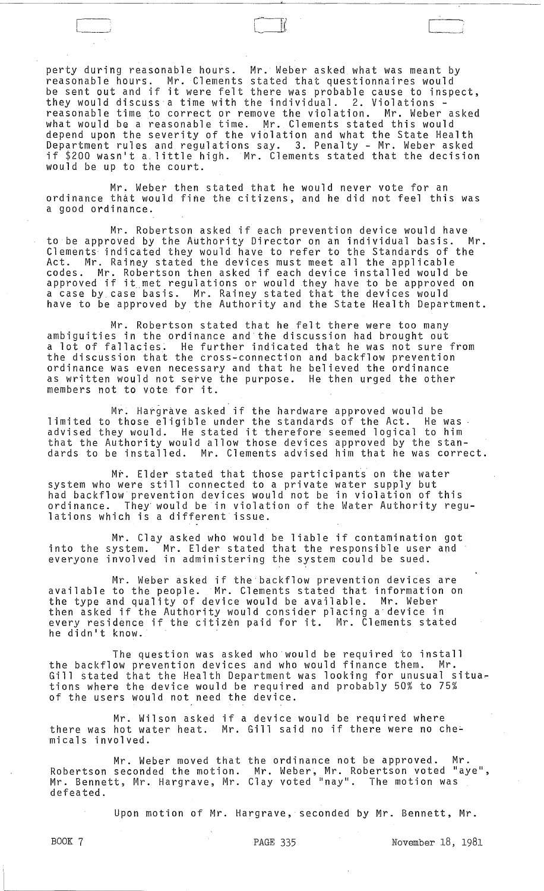perty during reasonable hours. Mr. Weber asked what was meant by reasonable hours. Mr. Clements stated that questionnaires would be sent out and if it were felt there was probable cause to inspect, they would discuss a time with the individual. 2. Violations - reasonable time to correct or remove the violation. Mr. Weber asked what would be a reasonable time. Mr. Clements stated this would depend upon the severity of the violation and what the State Health Department rules and regulations say. 3. Penalty - Mr. Weber asked if $200 wasn't a little high. Mr. Clements stated that the decision would be up to the court.

Mr. Weber then stated that he would never vote for an ordinance that would fine the citizens, and he did not feel this was a good ordinance.

Mr. Robertson asked if each prevention device would have to be approved by the Authority Director on an individual basis. Mr. Clements indicated they would have to refer to the Standards of the Act. Mr. Rainey stated the devices must meet all the applicable codes. Mr. Robertson then asked if each device installed would be approved if it met regulations or would they have to be approved on a case by case basis. Mr. Rainey stated that the devices would have to be approved by the Authority and the State Health Department.

Mr. Robertson stated that he felt there were too many ambiguities in the ordinance and the discussion had brought out a lot of fallacies. He further indicated that he was not sure from the discussion that the cross-connection and backflow prevention ordinance was even necessary and that he believed the ordinance as written would not serve the purpose. He then urged the other members not to vote for it.

Mr. Hargrave asked if the hardware approved would be limited to those eligible under the standards of the Act. He was advised they would. He stated it therefore seemed logical to him that the Authority would allow those devices approved by the standards to be installed. Mr. Clements advised him that he was correct.

Mr. Elder stated that those participants on the water system who were still connected to a private water supply but had backflow prevention devices would not be in violation of this ordinance. They would be in violation of the Water Authority regulations which is a different issue.

Mr. Clay asked who would be liable if contamination got into the system. Mr. Elder stated that the responsible user and everyone involved in administering the system could be sued.

Mr. Weber asked if the backflow prevention devices are available to the people. Mr. Clements stated that information on the type and quality of device would be available. Mr. Weber then asked if the Authority would consider placing a device in every residence if the citizen paid for it. Mr. Clements stated he didn't know.

The question was asked who would be required to install the backflow prevention devices and who would finance them. Mr. Gill stated that the Health Department was looking for unusual situations where the device would be required and probably 50% to 75% of the users would not need the device.

Mr. Wilson asked if a device would be required where there was hot water heat. Mr. Gill said no if there were no chemicals involved.

Mr. Weber moved that the ordinance not be approved. Mr. Robertson seconded the motion. Mr. Weber, Mr. Robertson voted "aye", Mr. Bennett, Mr. Hargrave, Mr. Clay voted "nay". The motion was defeated.

Upon motion of Mr. Hargrave, seconded by Mr. Bennett, Mr.

BOOK 7 PAGE 335 November 18, 1981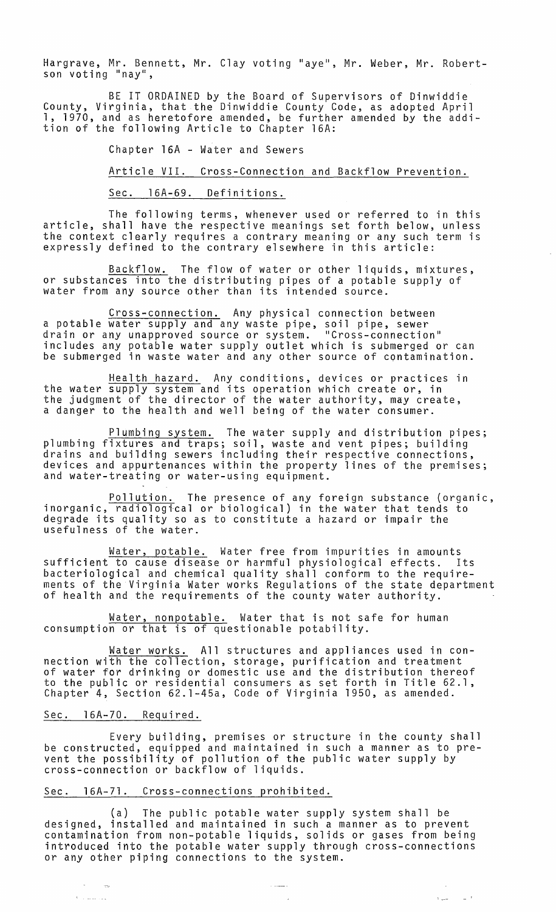Hargrave, Mr. Bennett, Mr. Clay voting "aye", Mr. Weber, Mr. Robertson voting "nay",

BE IT ORDAINED by the Board of Supervisors of Dinwiddie County, Virginia, that the Dinwiddie County Code, as adopted April 1, 1970, and as heretofore amended, be further amended by the addition of the following Article to Chapter 16A:

Chapter 16A - Water and Sewers

Article VII. Cross-Connection and Backflow Prevention.

Sec. 16A-69. Definitions.

The following terms, whenever used or referred to in this article, shall have the respective meanings set forth below, unless the context clearly requires a contrary meaning or any such term is expressly defined to the contrary elsewhere in this article:

Backflow. The flow of water or other liquids, mixtures, or substances into the distributing pipes of a potable supply of water from any source other than its intended source.

Cross-connection. Any physical connection between a potable water supply and any waste pipe, soil pipe, sewer drain or any unapproved source or system. "Cross-connection" includes any potable water supply outlet which is submerged or can be submerged in waste water and any other source of contamination.

Health hazard. Any conditions, devices or practices in the water supply system and its operation which create or, in the judgment of the director of the water authority, may create, a danger to the health and well being of the water consumer.

Plumbing system. The water supply and distribution pipes; plumbing fixtures and traps; soil, waste and vent pipes; building drains and building sewers including their respective connections, devices and appurtenances within the property lines of the premises; and water-treating or water-using equipment.

Pollution. The presence of any foreign substance (organic, inorganic, radiological or biological) in the water that tends to degrade its quality so as to constitute a hazard or impair the usefulness of the water.

Water, potable. Water free from impurities in amounts sufficient to cause disease or harmful physiological effects. Its bacteriological and chemical quality shall conform to the requirements of the Virginia Water works Regulations of the state department of health and the requirements of the county water authority.

Water, nonpotable. Water that is not safe for human consumption or that is of questionable potability.

Water works. All structures and appliances used in connection with the collection, storage, purification and treatment of water for drinking or domestic use and the distribution thereof to the public or residential consumers as set forth in Title 62.1, Chapter 4, Section 62.1-45a, Code of Virginia 1950, as amended.

Sec. 16A-70. Required.

Every building, premises or structure in the county shall be constructed, equipped and maintained in such a manner as to prevent the possibility of pollution of the public water supply by cross-connection or backflow of liquids.

Sec. 16A-71. Cross-connections prohibited.

(a) The public potable water supply system shall be designed, installed and maintained in such a manner as to prevent contamination from non-potable liquids, solids or gases from being introduced into the potable water supply through cross-connections or any other piping connections to the system.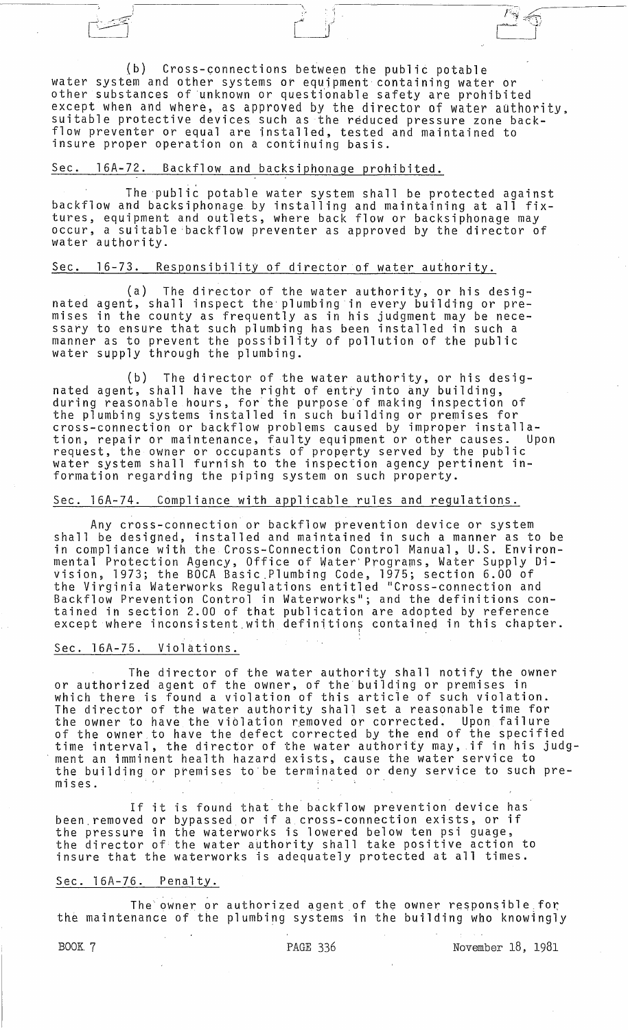(b) Cross-connections between the public potable water system and other systems or equipment containing water or other substances of unknown or questionable safety are prohibited except when and where, as approved by the director of water authority, suitable protective devices such as the reduced pressure zone backflow preventer or equal are installed, tested and maintained to insure proper operation on a continuing basis.

Sec. 16A-72. Backflow and backsiphonage prohibited.

The public potable water system shall be protected against backflow and backsiphonage by installing and maintaining at all fixtures, equipment and outlets, where back flow or backsiphonage may occur, a suitable backflow preventer as approved by the director of water authority.

Sec. 16-73. Responsibility of director of water authority.

(a) The director of the water authority, or his designated agent, shall inspect the plumbing in every building or premises in the county as frequently as in his judgment may be necessary to ensure that such plumbing has been installed in such a manner as to prevent the possibility of pollution of the public water supply through the plumbing.

(b) The director of the water authority, or his designated agent, shall have the right of entry into any building, during reasonable hours, for the purpose of making inspection of the plumbing systems installed in such building or premises for cross-connection or backflow problems caused by improper installation, repair or maintenance, faulty equipment or other causes. Upon request, the owner or occupants of property served by the public water system shall furnish to the inspection agency pertinent information regarding the piping system on such property.

Sec. 16A-74. Compliance with applicable rules and regulations.

Any cross-connection or backflow prevention device or system shall be designed, installed and maintained in such a manner as to be in compliance with the Cross-Connection Control Manual, U.S. Environmental Protection Agency, Office of Water Programs, Water Supply Division, 1973; the BOCA Basic Plumbing Code, 1975; section 6.00 of the Virginia Waterworks Regulations entitled "Cross-connection and Backflow Prevention Control in Waterworks"; and the definitions contained in section 2.00 of that publication are adopted by reference except where inconsistent with definitions contained in this chapter.

Sec. 16A-75. Violations.

The director of the water authority shall notify the owner or authorized agent of the owner, of the building or premises in which there is found a violation of this article of such violation. The director of the water authority shall set a reasonable time for the owner to have the violation removed or corrected. Upon failure of the owner to have the defect corrected by the end of the specified time interval, the director of the water authority may, if in his judgment an imminent health hazard exists, cause the water service to the building or premises to be terminated or deny service to such premises.

If it is found that the backflow prevention device has been removed or bypassed or if a cross-connection exists, or if the pressure in the waterworks is lowered below ten psi guage, the director of the water authority shall take positive action to insure that the waterworks is adequately protected at all times.

Sec. 16A-76. Penalty.

The owner or authorized agent of the owner responsible for the maintenance of the plumbing systems in the building who knowingly

BOOK 7 PAGE 336 November 18, 1981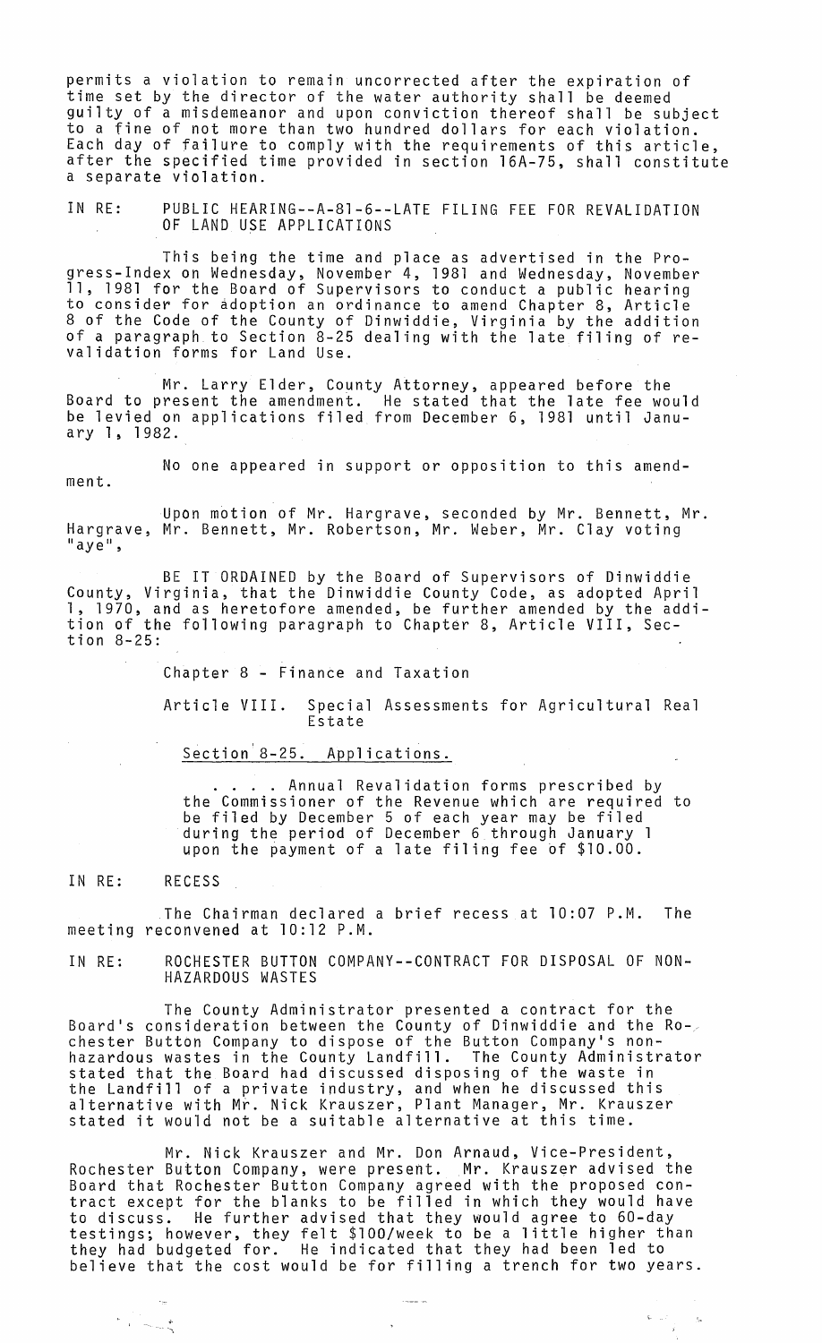permits a violation to remain uncorrected after the expiration of time set by the director of the water authority shall be deemed guilty of a misdemeanor and upon conviction thereof shall be subject to a fine of not more than two hundred dollars for each violation. Each day of failure to comply with the requirements of this article, after the specified time provided in section 16A-75, shall constitute a separate violation.

IN RE: PUBLIC HEARING--A-81-6--LATE FILING FEE FOR REVALIDATION OF LAND USE APPLICATIONS

This being the time and place as advertised in the Progress-Index on Wednesday, November 4, 1981 and Wednesday, November 11, 1981 for the Board of Supervisors to conduct a public hearing to consider for adoption an ordinance to amend Chapter 8, Article 8 of the Code of the County of Dinwiddie, Virginia by the addition of a paragraph to Section 8-25 dealing with the late filing of revalidation forms for Land Use.

Mr. Larry Elder, County Attorney, appeared before the Board to present the amendment. He stated that the late fee would be levied on applications filed from December 6, 1981 until January 1, 1982.

No one appeared in support or opposition to this amendment.

Upon motion of Mr. Hargrave, seconded by Mr. Bennett, Mr. Hargrave, Mr. Bennett, Mr. Robertson, Mr. Weber, Mr. Clay voting "aye",

BE IT ORDAINED by the Board of Supervisors of Dinwiddie County, Virginia, that the Dinwiddie County Code, as adopted April 1, 1970, and as heretofore amended, be further amended by the addition of the following paragraph to Chapter 8, Article VIII, Section 8-25:

Chapter 8 - Finance and Taxation

Article VIII. Special Assessments for Agricultural Real Estate

Section 8-25. Applications.

. . . . Annual Revalidation forms prescribed by the Commissioner of the Revenue which are required to be filed by December 5 of each year may be filed during the period of December 6 through January 1 upon the payment of a late filing fee of $10.00.

IN RE: RECESS

The Chairman declared a brief recess at 10:07 P.M. The meeting reconvened at 10:12 P.M.

IN RE: ROCHESTER BUTTON COMPANY--CONTRACT FOR DISPOSAL OF NON-HAZARDOUS WASTES

The County Administrator presented a contract for the Board's consideration between the County of Dinwiddie and the Rochester Button Company to dispose of the Button Company's non-hazardous wastes in the County Landfill. The County Administrator stated that the Board had discussed disposing of the waste in the Landfill of a private industry, and when he discussed this alternative with Mr. Nick Krauszer, Plant Manager, Mr. Krauszer stated it would not be a suitable alternative at this time.

Mr. Nick Krauszer and Mr. Don Arnaud, Vice-President, Rochester Button Company, were present. Mr. Krauszer advised the Board that Rochester Button Company agreed with the proposed contract except for the blanks to be filled in which they would have to discuss. He further advised that they would agree to 60-day testings; however, they felt $100/week to be a little higher than they had budgeted for. He indicated that they had been led to believe that the cost would be for filling a trench for two years.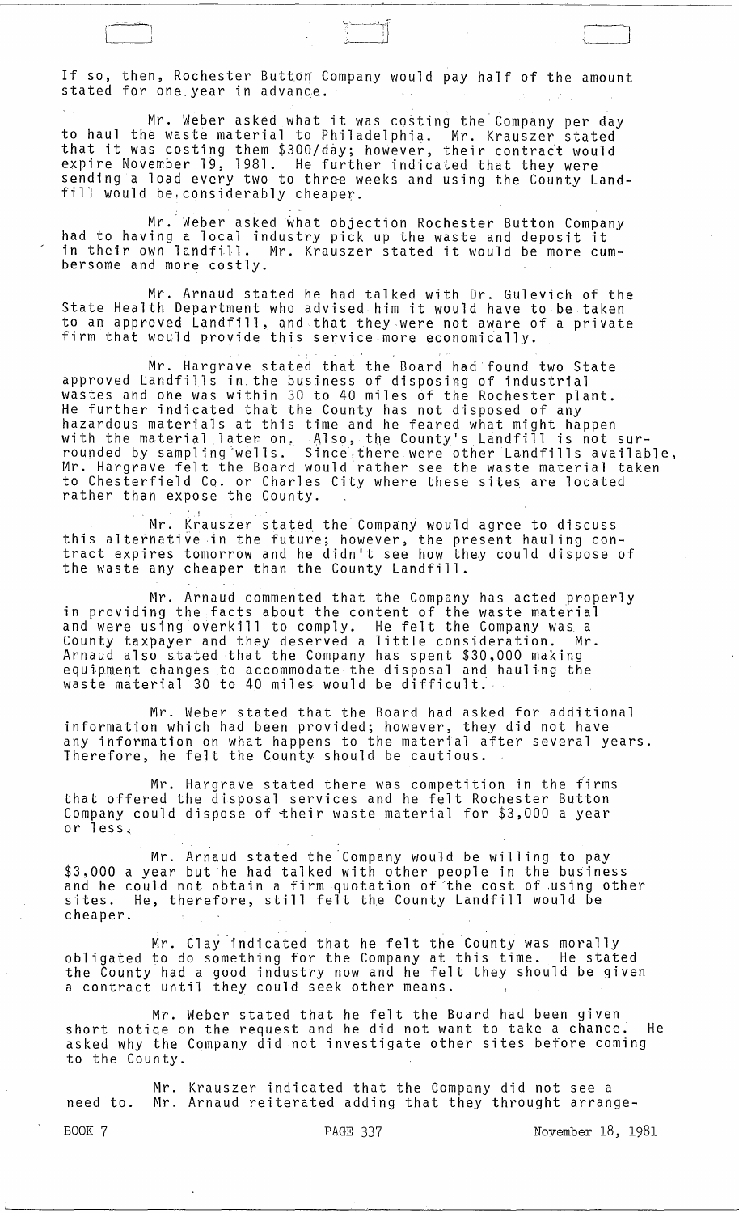If so, then, Rochester Button Company would pay half of the amount stated for one year in advance.

Mr. Weber asked what it was costing the Company per day to haul the waste material to Philadelphia. Mr. Krauszer stated that it was costing them $300/day; however, their contract would expire November 19, 1981. He further indicated that they were sending a load every two to three weeks and using the County Landfill would be considerably cheaper.

Mr. Weber asked what objection Rochester Button Company had to having a local industry pick up the waste and deposit it in their own landfill. Mr. Krauszer stated it would be more cumbersome and more costly.

Mr. Arnaud stated he had talked with Dr. Gulevich of the State Health Department who advised him it would have to be taken to an approved Landfill, and that they were not aware of a private firm that would provide this service more economically.

Mr. Hargrave stated that the Board had found two State approved Landfills in the business of disposing of industrial wastes and one was within 30 to 40 miles of the Rochester plant. He further indicated that the County has not disposed of any hazardous materials at this time and he feared what might happen with the material later on. Also, the County's Landfill is not surrounded by sampling wells. Since there were other Landfills available, Mr. Hargrave felt the Board would rather see the waste material taken to Chesterfield Co. or Charles City where these sites are located rather than expose the County.

Mr. Krauszer stated the Company would agree to discuss this alternative in the future; however, the present hauling contract expires tomorrow and he didn't see how they could dispose of the waste any cheaper than the County Landfill.

Mr. Arnaud commented that the Company has acted properly in providing the facts about the content of the waste material and were using overkill to comply. He felt the Company was a County taxpayer and they deserved a little consideration. Mr. Arnaud also stated that the Company has spent $30,000 making equipment changes to accommodate the disposal and hauling the waste material 30 to 40 miles would be difficult.

Mr. Weber stated that the Board had asked for additional information which had been provided; however, they did not have any information on what happens to the material after several years. Therefore, he felt the County should be cautious.

Mr. Hargrave stated there was competition in the firms that offered the disposal services and he felt Rochester Button Company could dispose of their waste material for $3,000 a year or less.

Mr. Arnaud stated the Company would be willing to pay $3,000 a year but he had talked with other people in the business and he could not obtain a firm quotation of the cost of using other sites. He, therefore, still felt the County Landfill would be cheaper.

Mr. Clay indicated that he felt the County was morally obligated to do something for the Company at this time. He stated the County had a good industry now and he felt they should be given a contract until they could seek other means.

Mr. Weber stated that he felt the Board had been given short notice on the request and he did not want to take a chance. He asked why the Company did not investigate other sites before coming to the County.

Mr. Krauszer indicated that the Company did not see a need to. Mr. Arnaud reiterated adding that they throught arrange-

BOOK 7 PAGE 337 November 18, 1981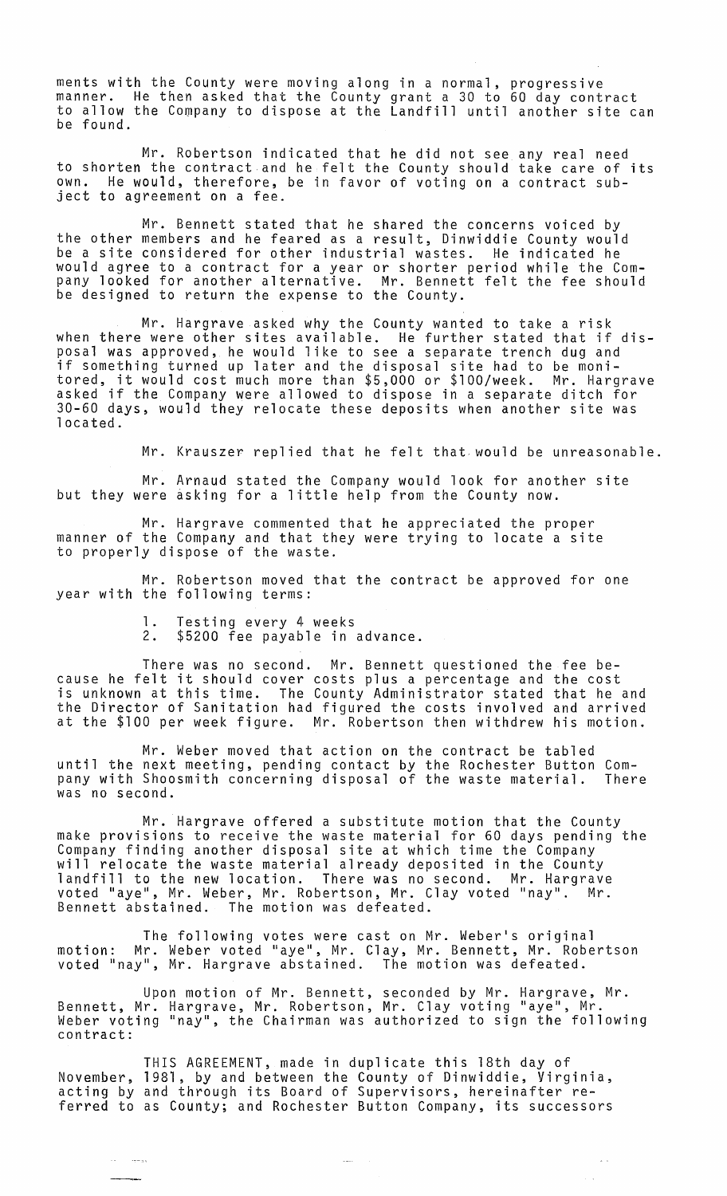ments with the County were moving along in a normal, progressive manner. He then asked that the County grant a 30 to 60 day contract to allow the Company to dispose at the Landfill until another site can be found.

Mr. Robertson indicated that he did not see any real need to shorten the contract and he felt the County should take care of its own. He would, therefore, be in favor of voting on a contract subject to agreement on a fee.

Mr. Bennett stated that he shared the concerns voiced by the other members and he feared as a result, Dinwiddie County would be a site considered for other industrial wastes. He indicated he would agree to a contract for a year or shorter period while the Company looked for another alternative. Mr. Bennett felt the fee should be designed to return the expense to the County.

Mr. Hargrave asked why the County wanted to take a risk when there were other sites available. He further stated that if disposal was approved, he would like to see a separate trench dug and if something turned up later and the disposal site had to be monitored, it would cost much more than $5,000 or $100/week. Mr. Hargrave asked if the Company were allowed to dispose in a separate ditch for 30-60 days, would they relocate these deposits when another site was located.

Mr. Krauszer replied that he felt that would be unreasonable.

Mr. Arnaud stated the Company would look for another site but they were asking for a little help from the County now.

Mr. Hargrave commented that he appreciated the proper manner of the Company and that they were trying to locate a site to properly dispose of the waste.

Mr. Robertson moved that the contract be approved for one year with the following terms:

1. Testing every 4 weeks
2. $5200 fee payable in advance.

There was no second. Mr. Bennett questioned the fee because he felt it should cover costs plus a percentage and the cost is unknown at this time. The County Administrator stated that he and the Director of Sanitation had figured the costs involved and arrived at the $100 per week figure. Mr. Robertson then withdrew his motion.

Mr. Weber moved that action on the contract be tabled until the next meeting, pending contact by the Rochester Button Company with Shoosmith concerning disposal of the waste material. There was no second.

Mr. Hargrave offered a substitute motion that the County make provisions to receive the waste material for 60 days pending the Company finding another disposal site at which time the Company will relocate the waste material already deposited in the County landfill to the new location. There was no second. Mr. Hargrave voted "aye", Mr. Weber, Mr. Robertson, Mr. Clay voted "nay". Mr. Bennett abstained. The motion was defeated.

The following votes were cast on Mr. Weber's original motion: Mr. Weber voted "aye", Mr. Clay, Mr. Bennett, Mr. Robertson voted "nay", Mr. Hargrave abstained. The motion was defeated.

Upon motion of Mr. Bennett, seconded by Mr. Hargrave, Mr. Bennett, Mr. Hargrave, Mr. Robertson, Mr. Clay voting "aye", Mr. Weber voting "nay", the Chairman was authorized to sign the following contract:

THIS AGREEMENT, made in duplicate this 18th day of November, 1981, by and between the County of Dinwiddie, Virginia, acting by and through its Board of Supervisors, hereinafter referred to as County; and Rochester Button Company, its successors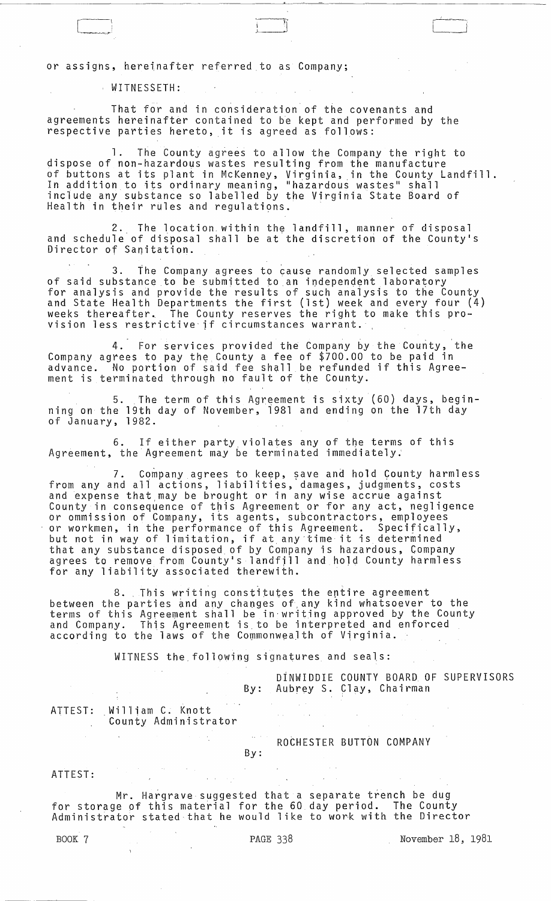or assigns, hereinafter referred to as Company;

WITNESSETH:

That for and in consideration of the covenants and agreements hereinafter contained to be kept and performed by the respective parties hereto, it is agreed as follows:

1. The County agrees to allow the Company the right to dispose of non-hazardous wastes resulting from the manufacture of buttons at its plant in McKenney, Virginia, in the County Landfill. In addition to its ordinary meaning, "hazardous wastes" shall include any substance so labelled by the Virginia State Board of Health in their rules and regulations.

2. The location within the landfill, manner of disposal and schedule of disposal shall be at the discretion of the County's Director of Sanitation.

3. The Company agrees to cause randomly selected samples of said substance to be submitted to an independent laboratory for analysis and provide the results of such analysis to the County and State Health Departments the first (1st) week and every four (4) weeks thereafter. The County reserves the right to make this provision less restrictive if circumstances warrant.

4. For services provided the Company by the County, the Company agrees to pay the County a fee of $700.00 to be paid in advance. No portion of said fee shall be refunded if this Agreement is terminated through no fault of the County.

5. The term of this Agreement is sixty (60) days, beginning on the 19th day of November, 1981 and ending on the 17th day of January, 1982.

6. If either party violates any of the terms of this Agreement, the Agreement may be terminated immediately.

7. Company agrees to keep, save and hold County harmless from any and all actions, liabilities, damages, judgments, costs and expense that may be brought or in any wise accrue against County in consequence of this Agreement or for any act, negligence or ommission of Company, its agents, subcontractors, employees or workmen, in the performance of this Agreement. Specifically, but not in way of limitation, if at any time it is determined that any substance disposed of by Company is hazardous, Company agrees to remove from County's landfill and hold County harmless for any liability associated therewith.

8. This writing constitutes the entire agreement between the parties and any changes of any kind whatsoever to the terms of this Agreement shall be in writing approved by the County and Company. This Agreement is to be interpreted and enforced according to the laws of the Commonwealth of Virginia.

WITNESS the following signatures and seals:

DINWIDDIE COUNTY BOARD OF SUPERVISORS
By: Aubrey S. Clay, Chairman

ATTEST: William C. Knott
County Administrator

ROCHESTER BUTTON COMPANY
By:

ATTEST:

Mr. Hargrave suggested that a separate trench be dug for storage of this material for the 60 day period. The County Administrator stated that he would like to work with the Director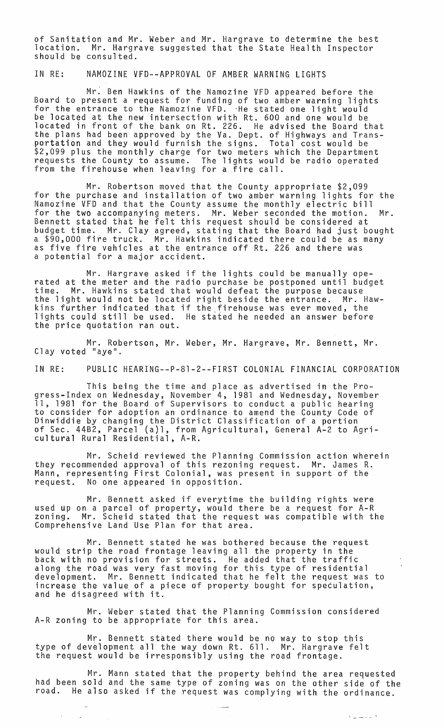of Sanitation and Mr. Weber and Mr. Hargrave to determine the best location. Mr. Hargrave suggested that the State Health Inspector should be consulted.

IN RE: NAMOZINE VFD--APPROVAL OF AMBER WARNING LIGHTS

Mr. Ben Hawkins of the Namozine VFD appeared before the Board to present a request for funding of two amber warning lights for the entrance to the Namozine VFD. He stated one light would be located at the new intersection with Rt. 600 and one would be located in front of the bank on Rt. 226. He advised the Board that the plans had been approved by the Va. Dept. of Highways and Transportation and they would furnish the signs. Total cost would be $2,099 plus the monthly charge for two meters which the Department requests the County to assume. The lights would be radio operated from the firehouse when leaving for a fire call.

Mr. Robertson moved that the County appropriate $2,099 for the purchase and installation of two amber warning lights for the Namozine VFD and that the County assume the monthly electric bill for the two accompanying meters. Mr. Weber seconded the motion. Mr. Bennett stated that he felt this request should be considered at budget time. Mr. Clay agreed, stating that the Board had just bought a $90,000 fire truck. Mr. Hawkins indicated there could be as many as five fire vehicles at the entrance off Rt. 226 and there was a potential for a major accident.

Mr. Hargrave asked if the lights could be manually operated at the meter and the radio purchase be postponed until budget time. Mr. Hawkins stated that would defeat the purpose because the light would not be located right beside the entrance. Mr. Hawkins further indicated that if the firehouse was ever moved, the lights could still be used. He stated he needed an answer before the price quotation ran out.

Mr. Robertson, Mr. Weber, Mr. Hargrave, Mr. Bennett, Mr. Clay voted "aye".

IN RE: PUBLIC HEARING--P-81-2--FIRST COLONIAL FINANCIAL CORPORATION

This being the time and place as advertised in the Progress-Index on Wednesday, November 4, 1981 and Wednesday, November 11, 1981 for the Board of Supervisors to conduct a public hearing to consider for adoption an ordinance to amend the County Code of Dinwiddie by changing the District Classification of a portion of Sec. 44B2, Parcel (a)1, from Agricultural, General A-2 to Agricultural Rural Residential, A-R.

Mr. Scheid reviewed the Planning Commission action wherein they recommended approval of this rezoning request. Mr. James R. Mann, representing First Colonial, was present in support of the request. No one appeared in opposition.

Mr. Bennett asked if everytime the building rights were used up on a parcel of property, would there be a request for A-R zoning. Mr. Scheid stated that the request was compatible with the Comprehensive Land Use Plan for that area.

Mr. Bennett stated he was bothered because the request would strip the road frontage leaving all the property in the back with no provision for streets. He added that the traffic along the road was very fast moving for this type of residential development. Mr. Bennett indicated that he felt the request was to increase the value of a piece of property bought for speculation, and he disagreed with it.

Mr. Weber stated that the Planning Commission considered A-R zoning to be appropriate for this area.

Mr. Bennett stated there would be no way to stop this type of development all the way down Rt. 611. Mr. Hargrave felt the request would be irresponsibly using the road frontage.

Mr. Mann stated that the property behind the area requested had been sold and the same type of zoning was on the other side of the road. He also asked if the request was complying with the ordinance.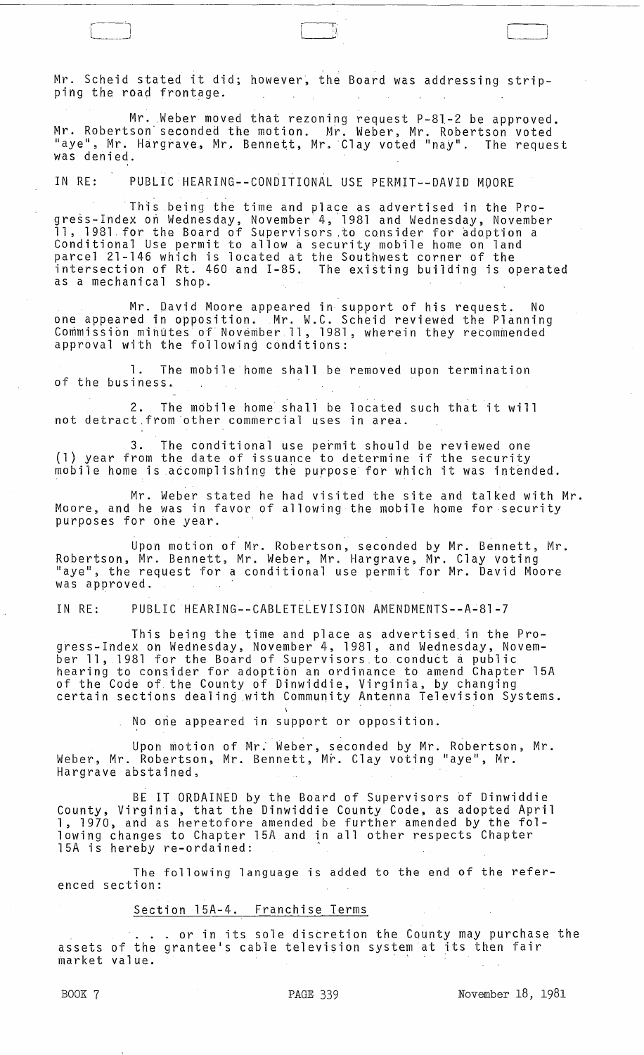Mr. Scheid stated it did; however, the Board was addressing stripping the road frontage.

Mr. Weber moved that rezoning request P-81-2 be approved. Mr. Robertson seconded the motion. Mr. Weber, Mr. Robertson voted "aye", Mr. Hargrave, Mr. Bennett, Mr. Clay voted "nay". The request was denied.

IN RE: PUBLIC HEARING--CONDITIONAL USE PERMIT--DAVID MOORE

This being the time and place as advertised in the Progress-Index on Wednesday, November 4, 1981 and Wednesday, November 11, 1981 for the Board of Supervisors to consider for adoption a Conditional Use permit to allow a security mobile home on land parcel 21-146 which is located at the Southwest corner of the intersection of Rt. 460 and I-85. The existing building is operated as a mechanical shop.

Mr. David Moore appeared in support of his request. No one appeared in opposition. Mr. W.C. Scheid reviewed the Planning Commission minutes of November 11, 1981, wherein they recommended approval with the following conditions:

1. The mobile home shall be removed upon termination of the business.

2. The mobile home shall be located such that it will not detract from other commercial uses in area.

3. The conditional use permit should be reviewed one (1) year from the date of issuance to determine if the security mobile home is accomplishing the purpose for which it was intended.

Mr. Weber stated he had visited the site and talked with Mr. Moore, and he was in favor of allowing the mobile home for security purposes for one year.

Upon motion of Mr. Robertson, seconded by Mr. Bennett, Mr. Robertson, Mr. Bennett, Mr. Weber, Mr. Hargrave, Mr. Clay voting "aye", the request for a conditional use permit for Mr. David Moore was approved.

IN RE: PUBLIC HEARING--CABLETELEVISION AMENDMENTS--A-81-7

This being the time and place as advertised in the Progress-Index on Wednesday, November 4, 1981, and Wednesday, November 11, 1981 for the Board of Supervisors to conduct a public hearing to consider for adoption an ordinance to amend Chapter 15A of the Code of the County of Dinwiddie, Virginia, by changing certain sections dealing with Community Antenna Television Systems.

No one appeared in support or opposition.

Upon motion of Mr. Weber, seconded by Mr. Robertson, Mr. Weber, Mr. Robertson, Mr. Bennett, Mr. Clay voting "aye", Mr. Hargrave abstained,

BE IT ORDAINED by the Board of Supervisors of Dinwiddie County, Virginia, that the Dinwiddie County Code, as adopted April 1, 1970, and as heretofore amended be further amended by the following changes to Chapter 15A and in all other respects Chapter 15A is hereby re-ordained:

The following language is added to the end of the referenced section:

Section 15A-4. Franchise Terms

. . . or in its sole discretion the County may purchase the assets of the grantee's cable television system at its then fair market value.

BOOK 7 PAGE 339 November 18, 1981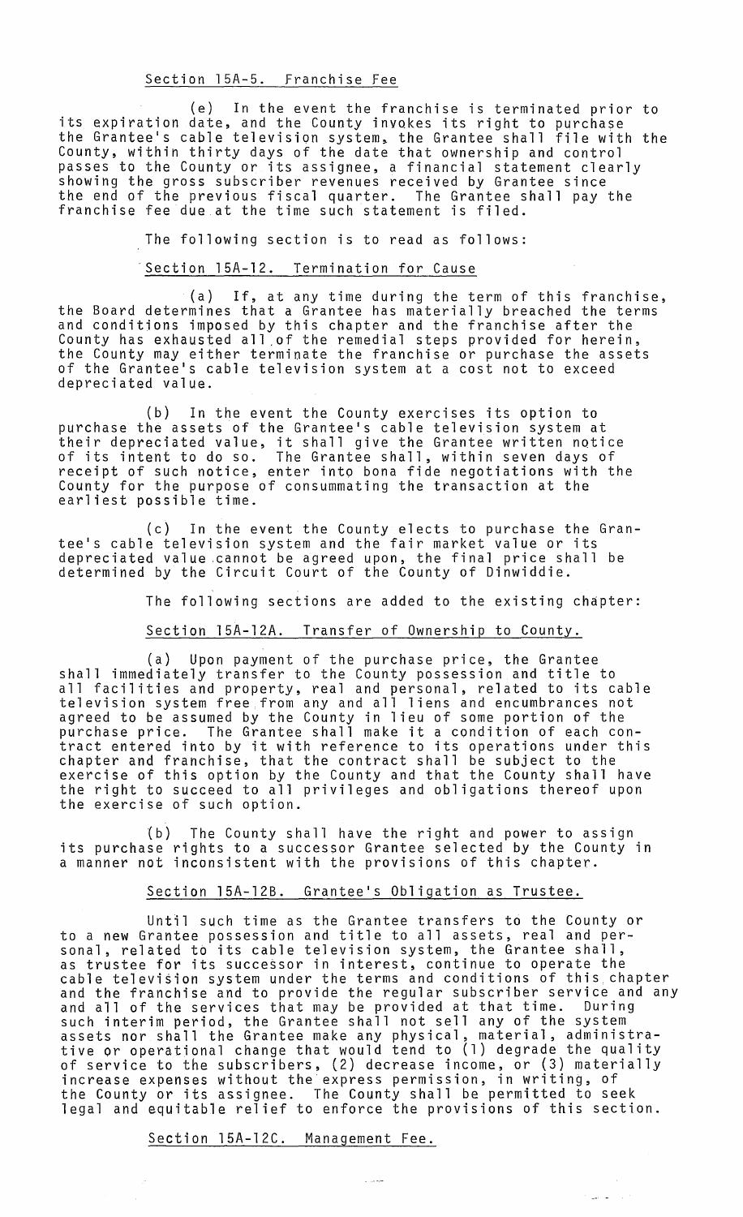Section 15A-5. Franchise Fee

(e) In the event the franchise is terminated prior to its expiration date, and the County invokes its right to purchase the Grantee's cable television system, the Grantee shall file with the County, within thirty days of the date that ownership and control passes to the County or its assignee, a financial statement clearly showing the gross subscriber revenues received by Grantee since the end of the previous fiscal quarter. The Grantee shall pay the franchise fee due at the time such statement is filed.

The following section is to read as follows:

Section 15A-12. Termination for Cause

(a) If, at any time during the term of this franchise, the Board determines that a Grantee has materially breached the terms and conditions imposed by this chapter and the franchise after the County has exhausted all of the remedial steps provided for herein, the County may either terminate the franchise or purchase the assets of the Grantee's cable television system at a cost not to exceed depreciated value.

(b) In the event the County exercises its option to purchase the assets of the Grantee's cable television system at their depreciated value, it shall give the Grantee written notice of its intent to do so. The Grantee shall, within seven days of receipt of such notice, enter into bona fide negotiations with the County for the purpose of consummating the transaction at the earliest possible time.

(c) In the event the County elects to purchase the Grantee's cable television system and the fair market value or its depreciated value cannot be agreed upon, the final price shall be determined by the Circuit Court of the County of Dinwiddie.

The following sections are added to the existing chapter:

Section 15A-12A. Transfer of Ownership to County.

(a) Upon payment of the purchase price, the Grantee shall immediately transfer to the County possession and title to all facilities and property, real and personal, related to its cable television system free from any and all liens and encumbrances not agreed to be assumed by the County in lieu of some portion of the purchase price. The Grantee shall make it a condition of each contract entered into by it with reference to its operations under this chapter and franchise, that the contract shall be subject to the exercise of this option by the County and that the County shall have the right to succeed to all privileges and obligations thereof upon the exercise of such option.

(b) The County shall have the right and power to assign its purchase rights to a successor Grantee selected by the County in a manner not inconsistent with the provisions of this chapter.

Section 15A-12B. Grantee's Obligation as Trustee.

Until such time as the Grantee transfers to the County or to a new Grantee possession and title to all assets, real and personal, related to its cable television system, the Grantee shall, as trustee for its successor in interest, continue to operate the cable television system under the terms and conditions of this chapter and the franchise and to provide the regular subscriber service and any and all of the services that may be provided at that time. During such interim period, the Grantee shall not sell any of the system assets nor shall the Grantee make any physical, material, administrative or operational change that would tend to (1) degrade the quality of service to the subscribers, (2) decrease income, or (3) materially increase expenses without the express permission, in writing, of the County or its assignee. The County shall be permitted to seek legal and equitable relief to enforce the provisions of this section.

Section 15A-12C. Management Fee.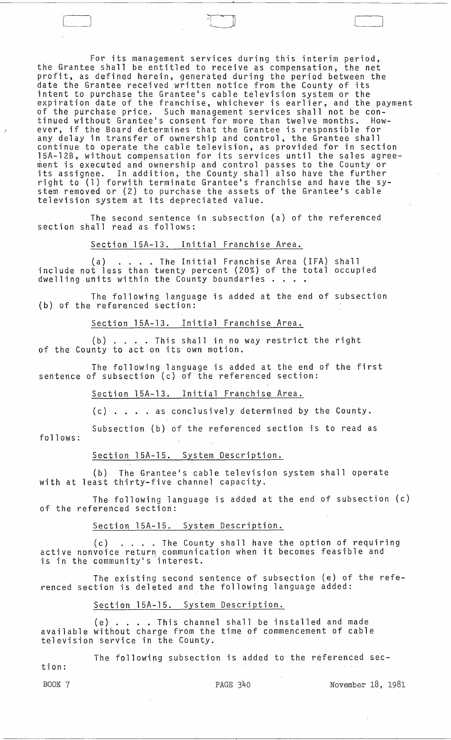For its management services during this interim period, the Grantee shall be entitled to receive as compensation, the net profit, as defined herein, generated during the period between the date the Grantee received written notice from the County of its intent to purchase the Grantee's cable television system or the expiration date of the franchise, whichever is earlier, and the payment of the purchase price. Such management services shall not be continued without Grantee's consent for more than twelve months. However, if the Board determines that the Grantee is responsible for any delay in transfer of ownership and control, the Grantee shall continue to operate the cable television, as provided for in section 15A-12B, without compensation for its services until the sales agreement is executed and ownership and control passes to the County or its assignee. In addition, the County shall also have the further right to (1) forwith terminate Grantee's franchise and have the system removed or (2) to purchase the assets of the Grantee's cable television system at its depreciated value.

The second sentence in subsection (a) of the referenced section shall read as follows:

Section 15A-13. Initial Franchise Area.

(a) . . . . The Initial Franchise Area (IFA) shall include not less than twenty percent (20%) of the total occupied dwelling units within the County boundaries . . . .

The following language is added at the end of subsection (b) of the referenced section:

Section 15A-13. Initial Franchise Area.

(b) . . . . This shall in no way restrict the right of the County to act on its own motion.

The following language is added at the end of the first sentence of subsection (c) of the referenced section:

Section 15A-13. Initial Franchise Area.

(c) . . . . as conclusively determined by the County.

Subsection (b) of the referenced section is to read as follows:

Section 15A-15. System Description.

(b) The Grantee's cable television system shall operate with at least thirty-five channel capacity.

The following language is added at the end of subsection (c) of the referenced section:

Section 15A-15. System Description.

(c) . . . . The County shall have the option of requiring active nonvoice return communication when it becomes feasible and is in the community's interest.

The existing second sentence of subsection (e) of the referenced section is deleted and the following language added:

Section 15A-15. System Description.

(e) . . . . This channel shall be installed and made available without charge from the time of commencement of cable television service in the County.

The following subsection is added to the referenced section:

BOOK 7 PAGE 340 November 18, 1981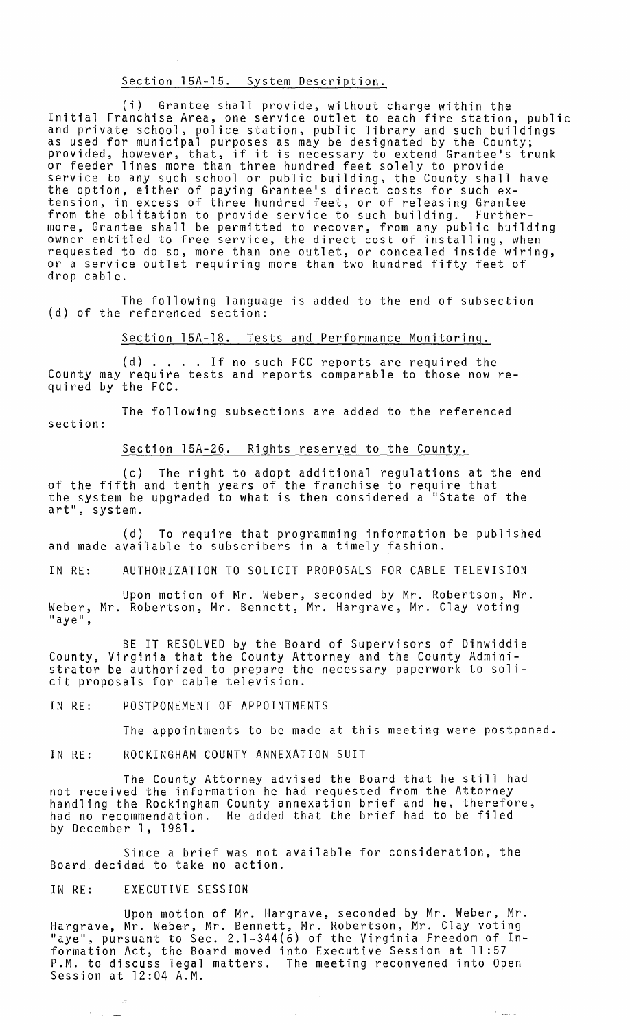Section 15A-15. System Description.

(i) Grantee shall provide, without charge within the Initial Franchise Area, one service outlet to each fire station, public and private school, police station, public library and such buildings as used for municipal purposes as may be designated by the County; provided, however, that, if it is necessary to extend Grantee's trunk or feeder lines more than three hundred feet solely to provide service to any such school or public building, the County shall have the option, either of paying Grantee's direct costs for such extension, in excess of three hundred feet, or of releasing Grantee from the oblitation to provide service to such building. Furthermore, Grantee shall be permitted to recover, from any public building owner entitled to free service, the direct cost of installing, when requested to do so, more than one outlet, or concealed inside wiring, or a service outlet requiring more than two hundred fifty feet of drop cable.

The following language is added to the end of subsection (d) of the referenced section:

Section 15A-18. Tests and Performance Monitoring.

(d) . . . . If no such FCC reports are required the County may require tests and reports comparable to those now required by the FCC.

The following subsections are added to the referenced section:

Section 15A-26. Rights reserved to the County.

(c) The right to adopt additional regulations at the end of the fifth and tenth years of the franchise to require that the system be upgraded to what is then considered a "State of the art", system.

(d) To require that programming information be published and made available to subscribers in a timely fashion.

IN RE: AUTHORIZATION TO SOLICIT PROPOSALS FOR CABLE TELEVISION

Upon motion of Mr. Weber, seconded by Mr. Robertson, Mr. Weber, Mr. Robertson, Mr. Bennett, Mr. Hargrave, Mr. Clay voting "aye",

BE IT RESOLVED by the Board of Supervisors of Dinwiddie County, Virginia that the County Attorney and the County Administrator be authorized to prepare the necessary paperwork to solicit proposals for cable television.

IN RE: POSTPONEMENT OF APPOINTMENTS

The appointments to be made at this meeting were postponed.

IN RE: ROCKINGHAM COUNTY ANNEXATION SUIT

The County Attorney advised the Board that he still had not received the information he had requested from the Attorney handling the Rockingham County annexation brief and he, therefore, had no recommendation. He added that the brief had to be filed by December 1, 1981.

Since a brief was not available for consideration, the Board decided to take no action.

IN RE: EXECUTIVE SESSION

Upon motion of Mr. Hargrave, seconded by Mr. Weber, Mr. Hargrave, Mr. Weber, Mr. Bennett, Mr. Robertson, Mr. Clay voting "aye", pursuant to Sec. 2.1-344(6) of the Virginia Freedom of Information Act, the Board moved into Executive Session at 11:57 P.M. to discuss legal matters. The meeting reconvened into Open Session at 12:04 A.M.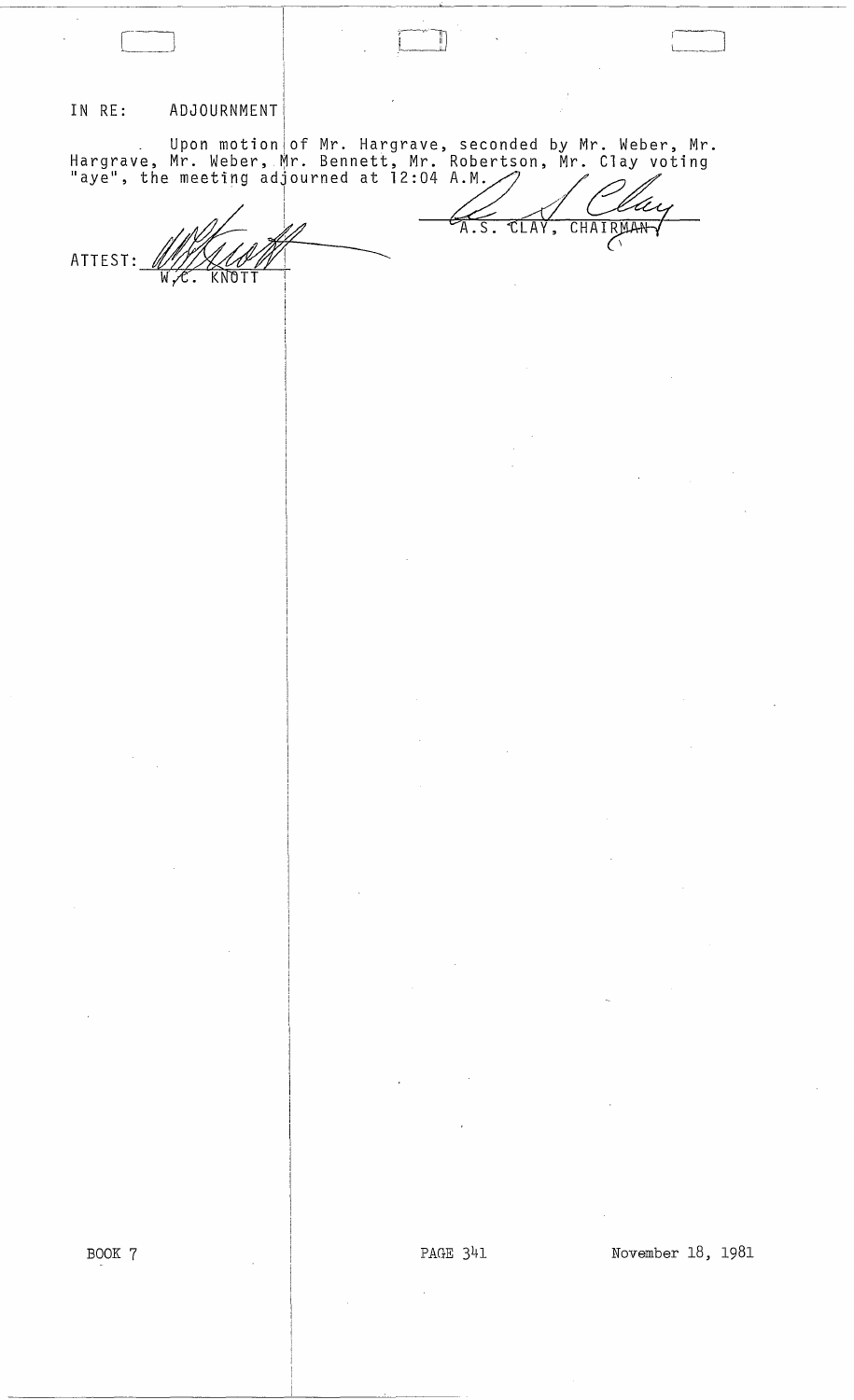IN RE: ADJOURNMENT

Upon motion of Mr. Hargrave, seconded by Mr. Weber, Mr. Hargrave, Mr. Weber, Mr. Bennett, Mr. Robertson, Mr. Clay voting "aye", the meeting adjourned at 12:04 A.M.

A.S. CLAY, CHAIRMAN

ATTEST: W.C. KNOTT

BOOK 7 PAGE 341 November 18, 1981